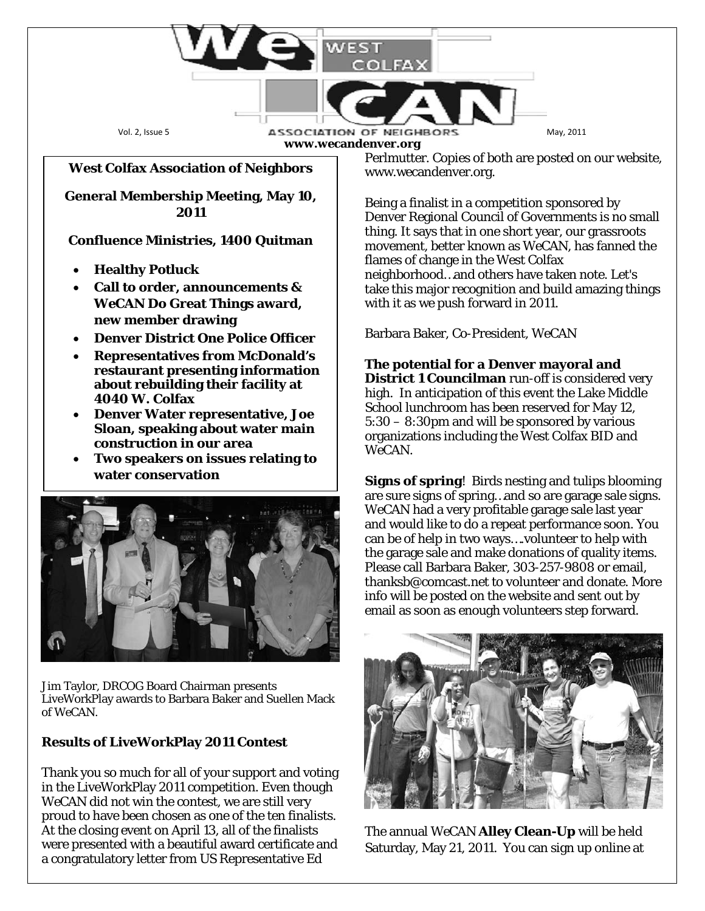# WeCAN West Colfax Association of Neighbors

Vol. 2, Issue 5 — May, 2011

**www.wecandenver.org**

**West Colfax Association of Neighbors**

**General Membership Meeting, May 10, 2011**

**Confluence Ministries, 1400 Quitman**

- **Healthy Potluck**
- **Call to order, announcements & WeCAN Do Great Things award, new member drawing**
- **Denver District One Police Officer**
- **Representatives from McDonald's restaurant presenting information about rebuilding their facility at 4040 W. Colfax**
- **Denver Water representative, Joe Sloan, speaking about water main construction in our area**
- **Two speakers on issues relating to water conservation**

Jim Taylor, DRCOG Board Chairman presents LiveWorkPlay awards to Barbara Baker and Suellen Mack of WeCAN.

### Results of LiveWorkPlay 2011 Contest

Thank you so much for all of your support and voting in the LiveWorkPlay 2011 competition. Even though WeCAN did not win the contest, we are still very proud to have been chosen as one of the ten finalists. At the closing event on April 13, all of the finalists were presented with a beautiful award certificate and a congratulatory letter from US Representative Ed Perlmutter. Copies of both are posted on our website, www.wecandenver.org.

Being a finalist in a competition sponsored by Denver Regional Council of Governments is no small thing. It says that in one short year, our grassroots movement, better known as WeCAN, has fanned the flames of change in the West Colfax neighborhood…and others have taken note. Let's take this major recognition and build amazing things with it as we push forward in 2011.

Barbara Baker, Co-President, WeCAN

**The potential for a Denver mayoral and District 1 Councilman** run-off is considered very high. In anticipation of this event the Lake Middle School lunchroom has been reserved for May 12, 5:30 – 8:30pm and will be sponsored by various organizations including the West Colfax BID and WeCAN.

**Signs of spring**! Birds nesting and tulips blooming are sure signs of spring…and so are garage sale signs. WeCAN had a very profitable garage sale last year and would like to do a repeat performance soon. You can be of help in two ways….volunteer to help with the garage sale and make donations of quality items. Please call Barbara Baker, 303-257-9808 or email, thanksb@comcast.net to volunteer and donate. More info will be posted on the website and sent out by email as soon as enough volunteers step forward.

The annual WeCAN **Alley Clean-Up** will be held Saturday, May 21, 2011. You can sign up online at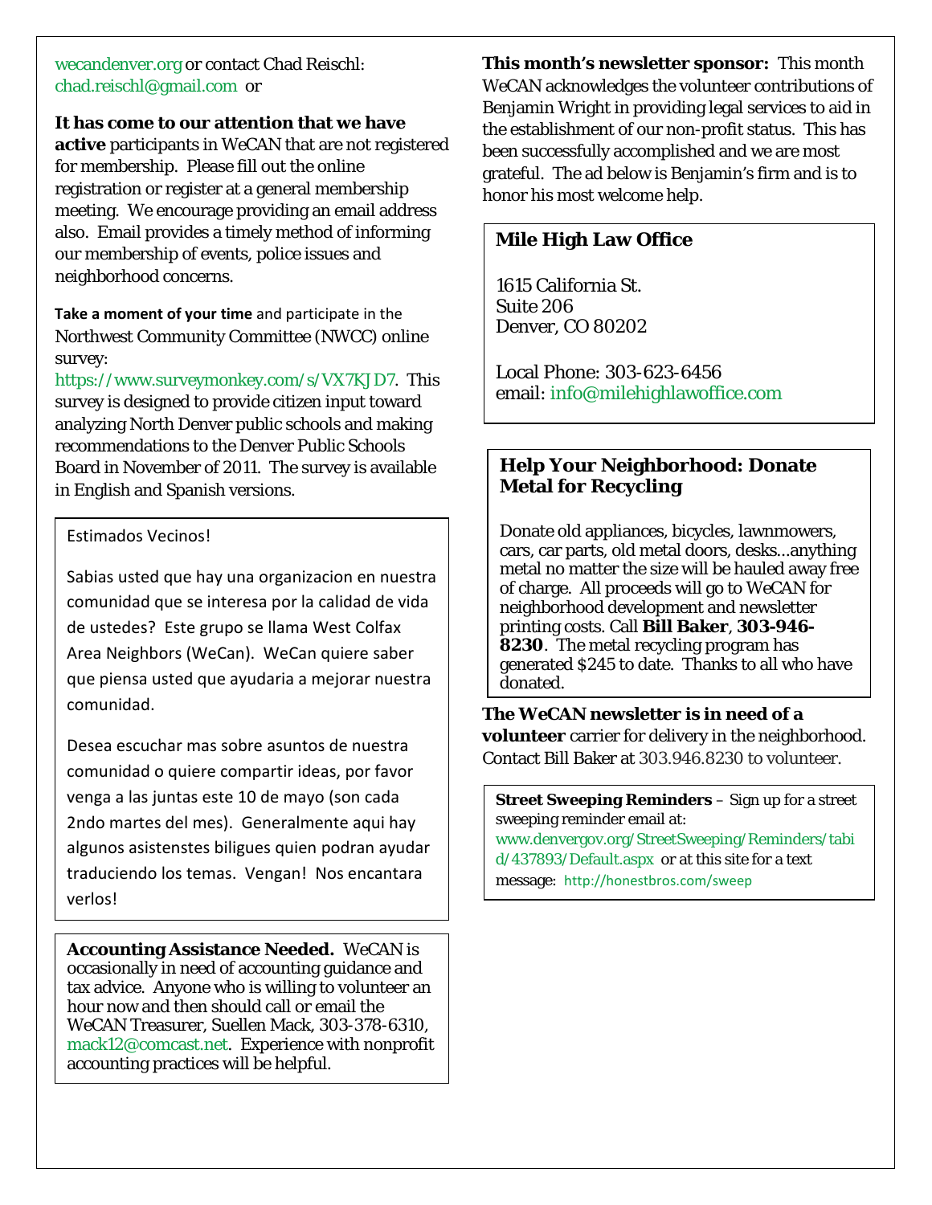wecandenver.org or contact Chad Reischl: chad.reischl@gmail.com or

**It has come to our attention that we have active** participants in WeCAN that are not registered for membership. Please fill out the online registration or register at a general membership meeting. We encourage providing an email address also. Email provides a timely method of informing our membership of events, police issues and neighborhood concerns.

**Take a moment of your time** and participate in the Northwest Community Committee (NWCC) online survey: https://www.surveymonkey.com/s/VX7KJD7. This survey is designed to provide citizen input toward analyzing North Denver public schools and making recommendations to the Denver Public Schools Board in November of 2011. The survey is available in English and Spanish versions.

Estimados Vecinos!

Sabias usted que hay una organizacion en nuestra comunidad que se interesa por la calidad de vida de ustedes? Este grupo se llama West Colfax Area Neighbors (WeCan). WeCan quiere saber que piensa usted que ayudaria a mejorar nuestra comunidad.

Desea escuchar mas sobre asuntos de nuestra comunidad o quiere compartir ideas, por favor venga a las juntas este 10 de mayo (son cada 2ndo martes del mes). Generalmente aqui hay algunos asistenstes biligues quien podran ayudar traduciendo los temas. Vengan! Nos encantara verlos!

**Accounting Assistance Needed.** WeCAN is occasionally in need of accounting guidance and tax advice. Anyone who is willing to volunteer an hour now and then should call or email the WeCAN Treasurer, Suellen Mack, 303-378-6310, mack12@comcast.net. Experience with nonprofit accounting practices will be helpful.

**This month's newsletter sponsor:** This month WeCAN acknowledges the volunteer contributions of Benjamin Wright in providing legal services to aid in the establishment of our non-profit status. This has been successfully accomplished and we are most grateful. The ad below is Benjamin's firm and is to honor his most welcome help.

**Mile High Law Office**

1615 California St.
Suite 206
Denver, CO 80202

Local Phone: 303-623-6456
email: info@milehighlawoffice.com

## Help Your Neighborhood: Donate Metal for Recycling

Donate old appliances, bicycles, lawnmowers, cars, car parts, old metal doors, desks...anything metal no matter the size will be hauled away free of charge. All proceeds will go to WeCAN for neighborhood development and newsletter printing costs. Call **Bill Baker**, **303-946-8230**. The metal recycling program has generated $245 to date. Thanks to all who have donated.

**The WeCAN newsletter is in need of a volunteer** carrier for delivery in the neighborhood. Contact Bill Baker at 303.946.8230 to volunteer.

**Street Sweeping Reminders** – Sign up for a street sweeping reminder email at: www.denvergov.org/StreetSweeping/Reminders/tabid/437893/Default.aspx or at this site for a text message: http://honestbros.com/sweep